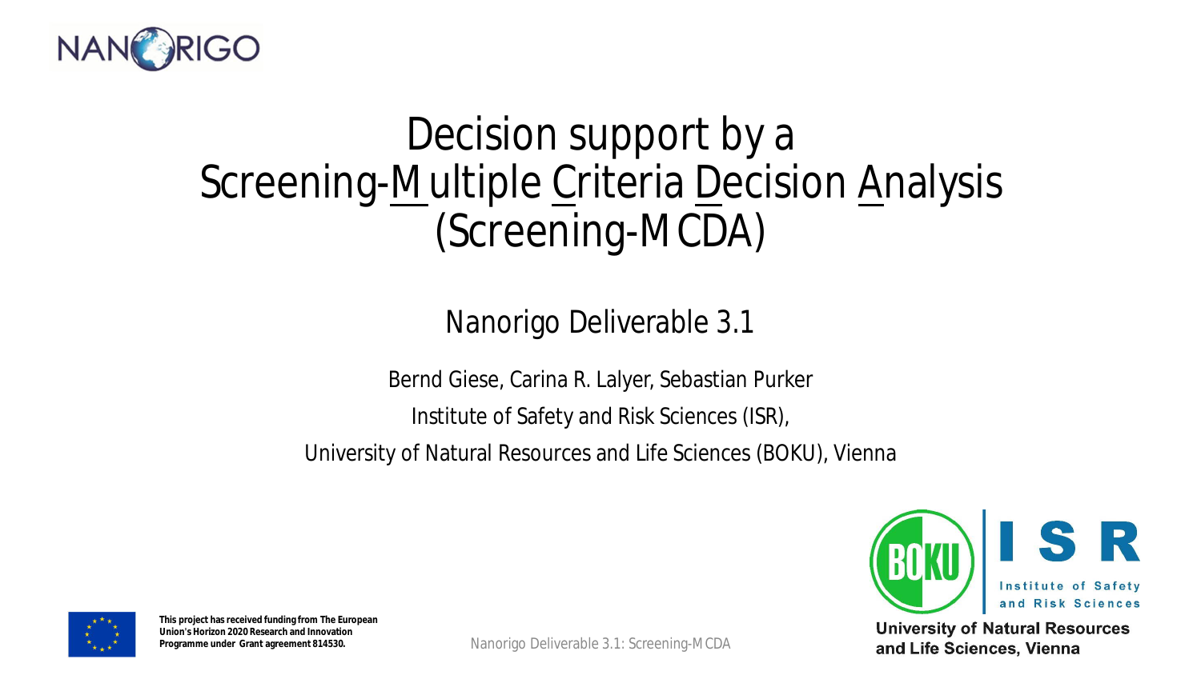# Decision support by a Screening-Multiple Criteria Decision Analysis (Screening-MCDA)

## Nanorigo Deliverable 3.1

Bernd Giese, Carina R. Lalyer, Sebastian Purker

Institute of Safety and Risk Sciences (ISR),

University of Natural Resources and Life Sciences (BOKU), Vienna

**This project has received funding from The European Union's Horizon 2020 Research and Innovation Programme under Grant agreement 814530.**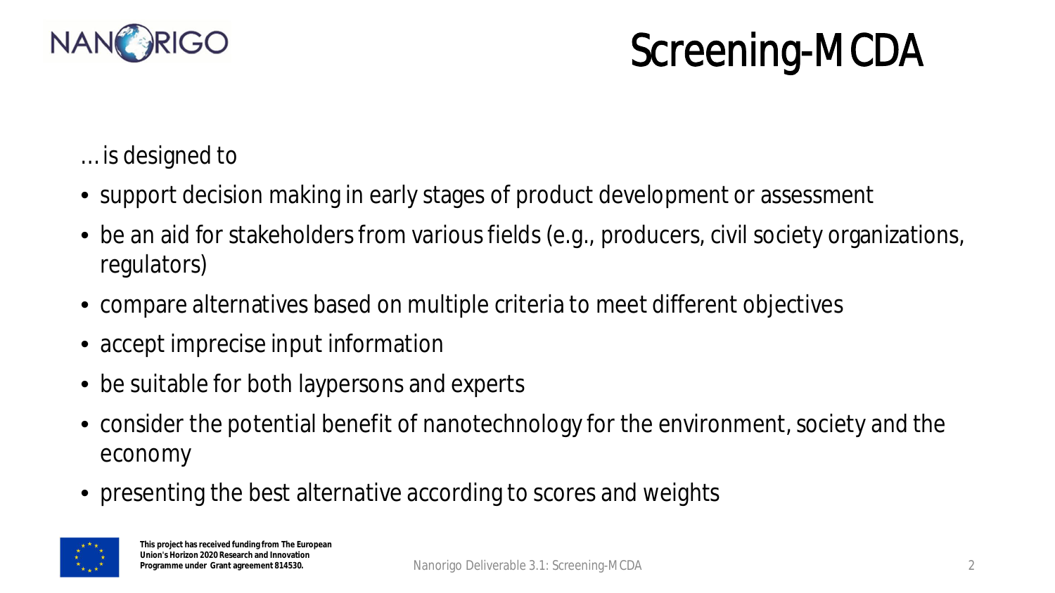# Screening-MCDA

… is designed to

- support decision making in early stages of product development or assessment
- be an aid for stakeholders from various fields (e.g., producers, civil society organizations, regulators)
- compare alternatives based on multiple criteria to meet different objectives
- accept imprecise input information
- be suitable for both laypersons and experts
- consider the potential benefit of nanotechnology for the environment, society and the economy
- presenting the best alternative according to scores and weights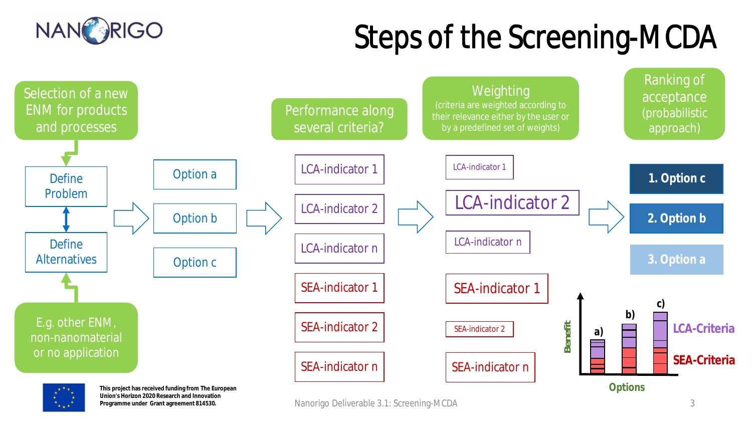# Steps of the Screening-MCDA

Selection of a new ENM for products and processes

Define Problem

Define Alternatives

E.g. other ENM, non-nanomaterial or no application

Option a

Option b

Option c

Performance along several criteria?

LCA-indicator 1

LCA-indicator 2

LCA-indicator n

SEA-indicator 1

SEA-indicator 2

SEA-indicator n

Weighting (criteria are weighted according to their relevance either by the user or by a predefined set of weights)

LCA-indicator 1

LCA-indicator 2

LCA-indicator n

SEA-indicator 1

SEA-indicator 2

SEA-indicator n

Ranking of acceptance (probabilistic approach)

1. Option c

2. Option b

3. Option a

Benefit

a) b) c)

LCA-Criteria

SEA-Criteria

Options

This project has received funding from The European Union's Horizon 2020 Research and Innovation Programme under Grant agreement 814530.

Nanorigo Deliverable 3.1: Screening-MCDA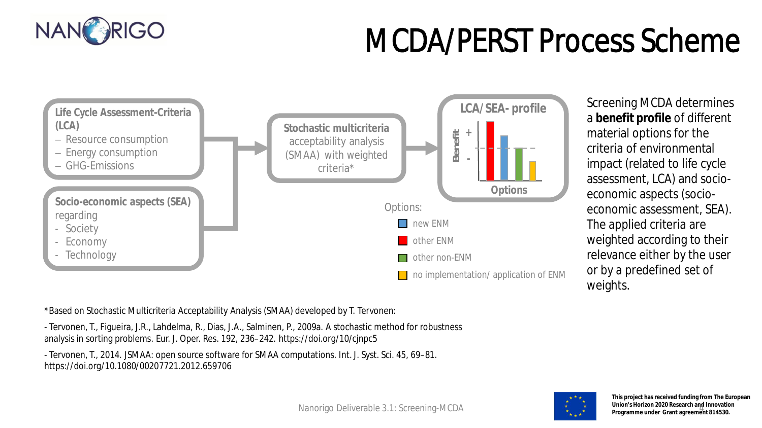# MCDA/PERST Process Scheme

**Life Cycle Assessment-Criteria (LCA)**
- Resource consumption
- Energy consumption
- GHG-Emissions

**Socio-economic aspects (SEA)** regarding
- Society
- Economy
- Technology

**Stochastic multicriteria** acceptability analysis (SMAA) with weighted criteria*

**LCA/SEA- profile**

Benefit + -

Options

Options:
- new ENM
- other ENM
- other non-ENM
- no implementation/ application of ENM

Screening MCDA determines a **benefit profile** of different material options for the criteria of environmental impact (related to life cycle assessment, LCA) and socio-economic aspects (socio-economic assessment, SEA). The applied criteria are weighted according to their relevance either by the user or by a predefined set of weights.

*Based on Stochastic Multicriteria Acceptability Analysis (SMAA) developed by T. Tervonen:

- Tervonen, T., Figueira, J.R., Lahdelma, R., Dias, J.A., Salminen, P., 2009a. A stochastic method for robustness analysis in sorting problems. Eur. J. Oper. Res. 192, 236–242. https://doi.org/10/cjnpc5

- Tervonen, T., 2014. JSMAA: open source software for SMAA computations. Int. J. Syst. Sci. 45, 69–81. https://doi.org/10.1080/00207721.2012.659706

Nanorigo Deliverable 3.1: Screening-MCDA

**This project has received funding from The European Union's Horizon 2020 Research and Innovation Programme under Grant agreement 814530.**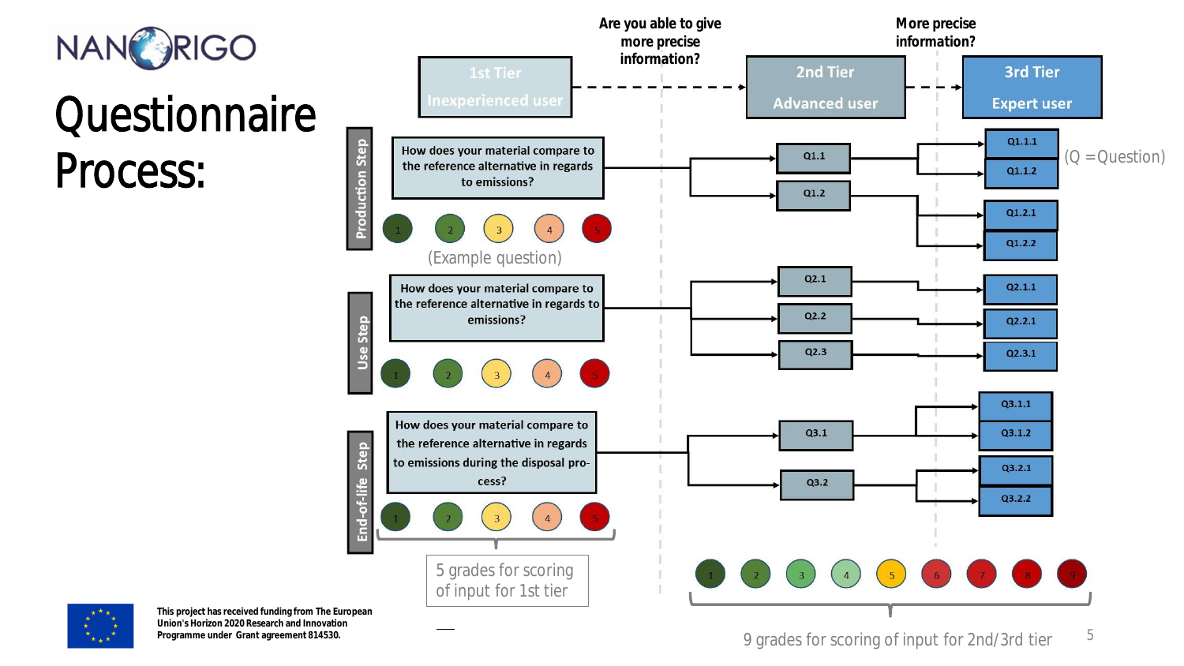NANORIGO

# Questionnaire Process:

Are you able to give more precise information?

More precise information?

1st Tier – Inexperienced user

2nd Tier – Advanced user

3rd Tier – Expert user

**Production Step**

How does your material compare to the reference alternative in regards to emissions?

1 2 3 4 5

(Example question)

Q1.1 → Q1.1.1, Q1.1.2

Q1.2 → Q1.2.1, Q1.2.2

(Q =Question)

**Use Step**

How does your material compare to the reference alternative in regards to emissions?

1 2 3 4 5

Q2.1 → Q2.1.1

Q2.2 → Q2.2.1

Q2.3 → Q2.3.1

**End-of-life Step**

How does your material compare to the reference alternative in regards to emissions during the disposal process?

1 2 3 4 5

Q3.1 → Q3.1.1, Q3.1.2

Q3.2 → Q3.2.1, Q3.2.2

5 grades for scoring of input for 1st tier

1 2 3 4 5 6 7 8 9

9 grades for scoring of input for 2nd/3rd tier

This project has received funding from The European Union's Horizon 2020 Research and Innovation Programme under Grant agreement 814530.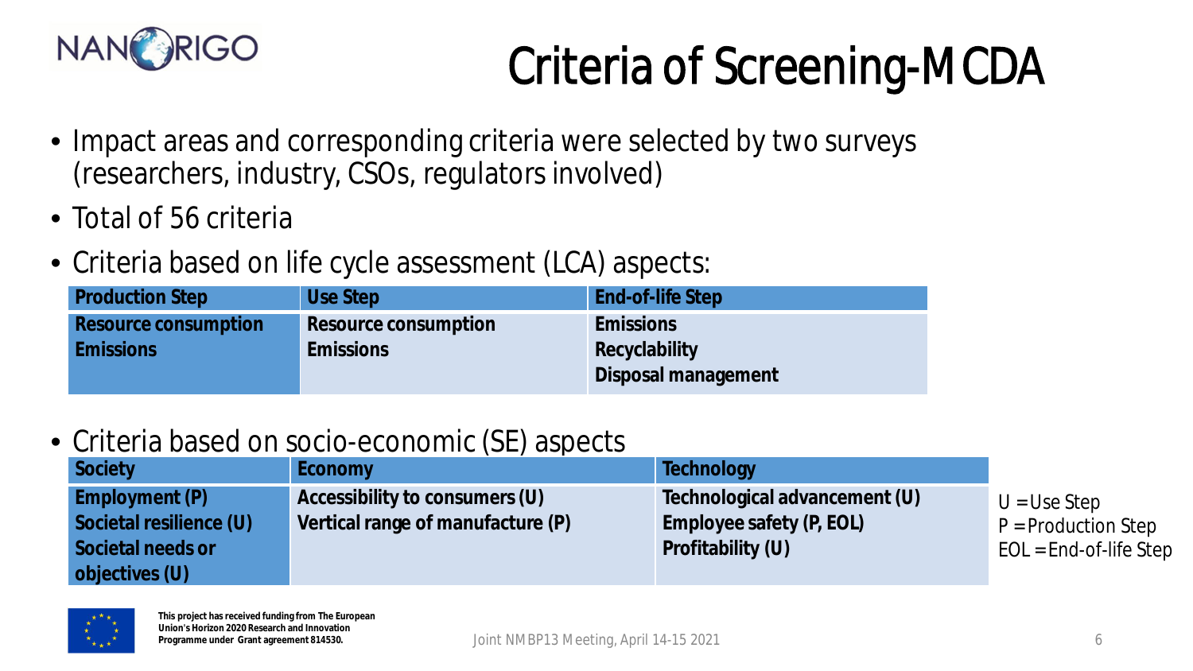# Criteria of Screening-MCDA

- Impact areas and corresponding criteria were selected by two surveys (researchers, industry, CSOs, regulators involved)
- Total of 56 criteria
- Criteria based on life cycle assessment (LCA) aspects:

| Production Step | Use Step | End-of-life Step |
|---|---|---|
| **Resource consumption** | **Resource consumption** | **Emissions** |
| **Emissions** | **Emissions** | **Recyclability** |
| | | **Disposal management** |

- Criteria based on socio-economic (SE) aspects

| Society | Economy | Technology |
|---|---|---|
| **Employment (P)** | **Accessibility to consumers (U)** | **Technological advancement (U)** |
| **Societal resilience (U)** | **Vertical range of manufacture (P)** | **Employee safety (P, EOL)** |
| **Societal needs or objectives (U)** | | **Profitability (U)** |

U = Use Step
P = Production Step
EOL = End-of-life Step

This project has received funding from The European Union's Horizon 2020 Research and Innovation Programme under Grant agreement 814530.